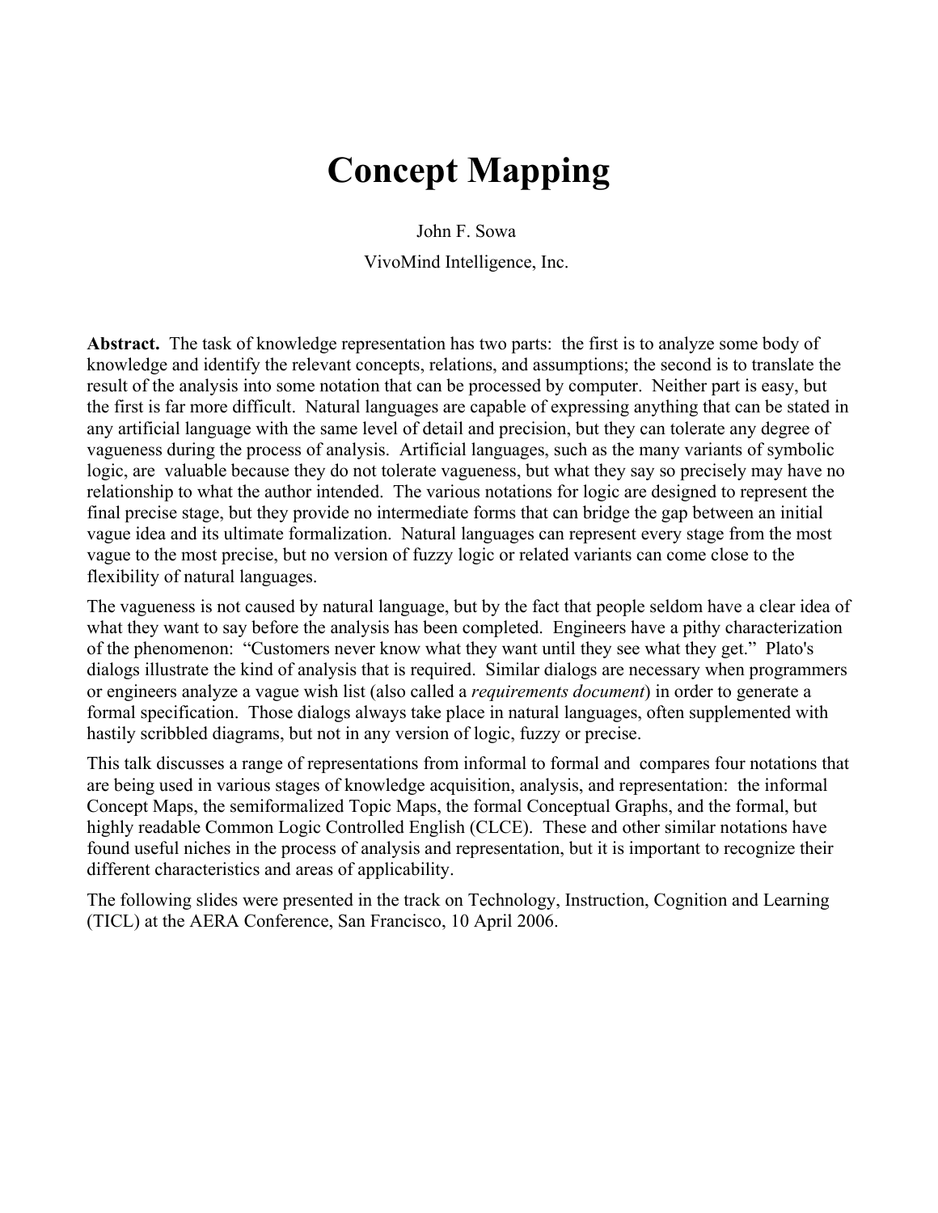# Concept Mapping

John F. Sowa

VivoMind Intelligence, Inc.

**Abstract.** The task of knowledge representation has two parts: the first is to analyze some body of knowledge and identify the relevant concepts, relations, and assumptions; the second is to translate the result of the analysis into some notation that can be processed by computer. Neither part is easy, but the first is far more difficult. Natural languages are capable of expressing anything that can be stated in any artificial language with the same level of detail and precision, but they can tolerate any degree of vagueness during the process of analysis. Artificial languages, such as the many variants of symbolic logic, are valuable because they do not tolerate vagueness, but what they say so precisely may have no relationship to what the author intended. The various notations for logic are designed to represent the final precise stage, but they provide no intermediate forms that can bridge the gap between an initial vague idea and its ultimate formalization. Natural languages can represent every stage from the most vague to the most precise, but no version of fuzzy logic or related variants can come close to the flexibility of natural languages.

The vagueness is not caused by natural language, but by the fact that people seldom have a clear idea of what they want to say before the analysis has been completed. Engineers have a pithy characterization of the phenomenon: "Customers never know what they want until they see what they get." Plato's dialogs illustrate the kind of analysis that is required. Similar dialogs are necessary when programmers or engineers analyze a vague wish list (also called a *requirements document*) in order to generate a formal specification. Those dialogs always take place in natural languages, often supplemented with hastily scribbled diagrams, but not in any version of logic, fuzzy or precise.

This talk discusses a range of representations from informal to formal and compares four notations that are being used in various stages of knowledge acquisition, analysis, and representation: the informal Concept Maps, the semiformalized Topic Maps, the formal Conceptual Graphs, and the formal, but highly readable Common Logic Controlled English (CLCE). These and other similar notations have found useful niches in the process of analysis and representation, but it is important to recognize their different characteristics and areas of applicability.

The following slides were presented in the track on Technology, Instruction, Cognition and Learning (TICL) at the AERA Conference, San Francisco, 10 April 2006.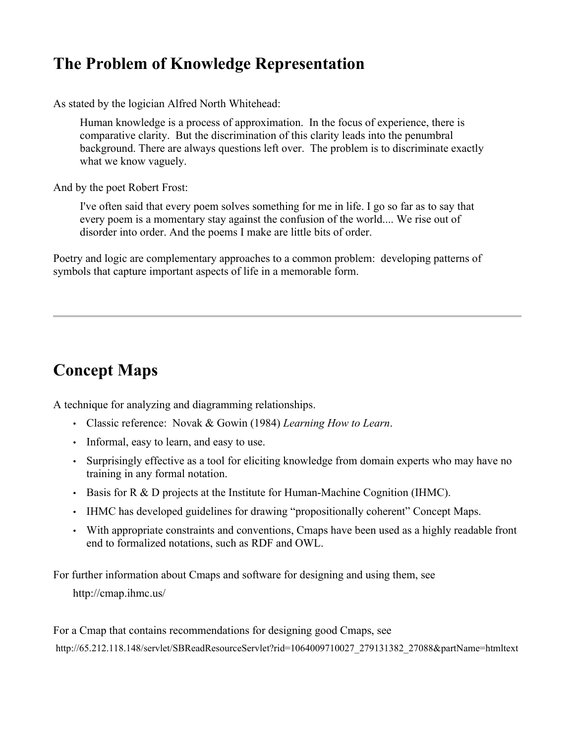## The Problem of Knowledge Representation

As stated by the logician Alfred North Whitehead:

> Human knowledge is a process of approximation. In the focus of experience, there is comparative clarity. But the discrimination of this clarity leads into the penumbral background. There are always questions left over. The problem is to discriminate exactly what we know vaguely.

And by the poet Robert Frost:

> I've often said that every poem solves something for me in life. I go so far as to say that every poem is a momentary stay against the confusion of the world.... We rise out of disorder into order. And the poems I make are little bits of order.

Poetry and logic are complementary approaches to a common problem: developing patterns of symbols that capture important aspects of life in a memorable form.

---

## Concept Maps

A technique for analyzing and diagramming relationships.

- Classic reference: Novak & Gowin (1984) *Learning How to Learn*.
- Informal, easy to learn, and easy to use.
- Surprisingly effective as a tool for eliciting knowledge from domain experts who may have no training in any formal notation.
- Basis for R & D projects at the Institute for Human-Machine Cognition (IHMC).
- IHMC has developed guidelines for drawing "propositionally coherent" Concept Maps.
- With appropriate constraints and conventions, Cmaps have been used as a highly readable front end to formalized notations, such as RDF and OWL.

For further information about Cmaps and software for designing and using them, see

> http://cmap.ihmc.us/

For a Cmap that contains recommendations for designing good Cmaps, see

http://65.212.118.148/servlet/SBReadResourceServlet?rid=1064009710027_279131382_27088&partName=htmltext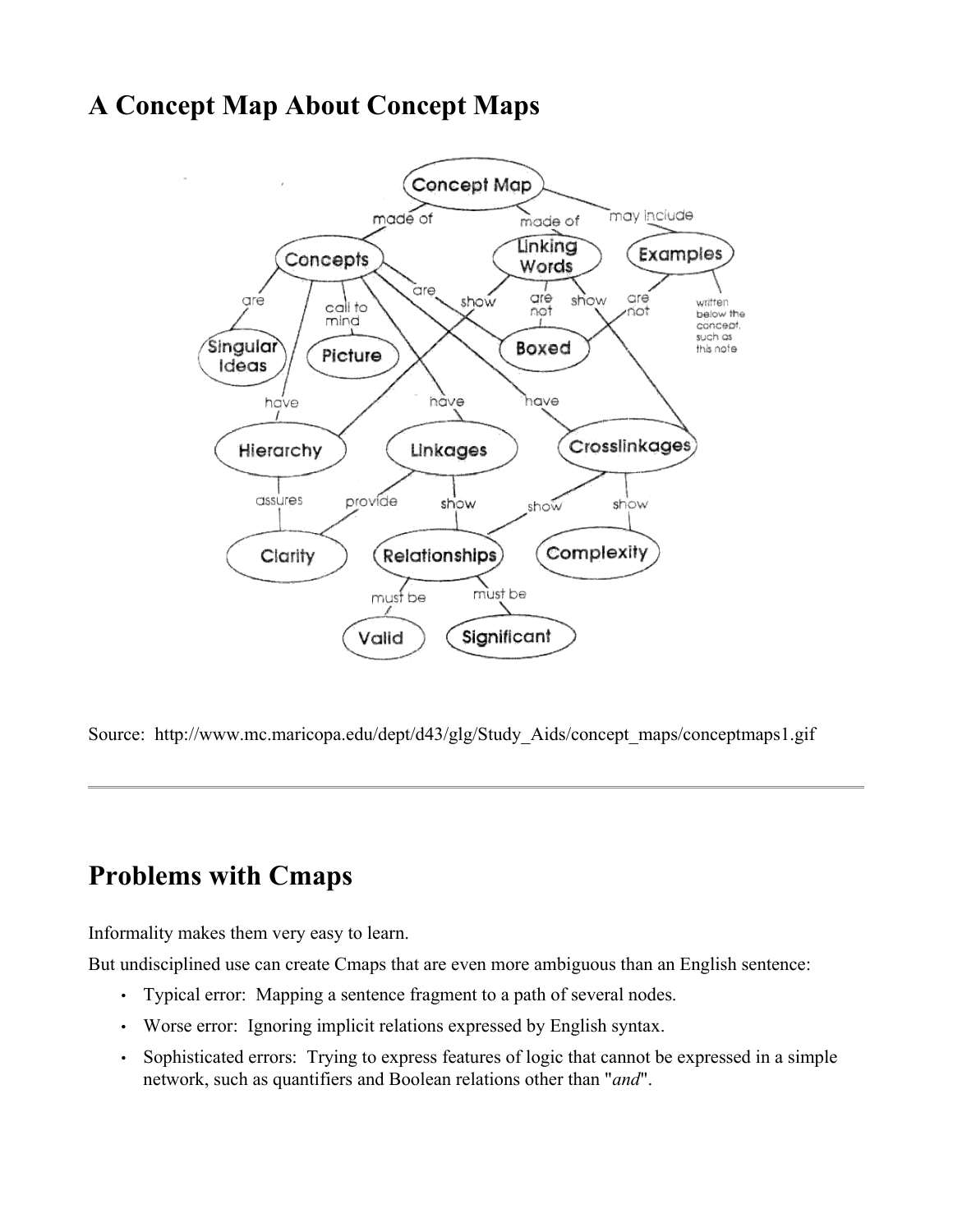# A Concept Map About Concept Maps

Source: http://www.mc.maricopa.edu/dept/d43/glg/Study_Aids/concept_maps/conceptmaps1.gif

---

# Problems with Cmaps

Informality makes them very easy to learn.

But undisciplined use can create Cmaps that are even more ambiguous than an English sentence:

- Typical error: Mapping a sentence fragment to a path of several nodes.
- Worse error: Ignoring implicit relations expressed by English syntax.
- Sophisticated errors: Trying to express features of logic that cannot be expressed in a simple network, such as quantifiers and Boolean relations other than "*and*".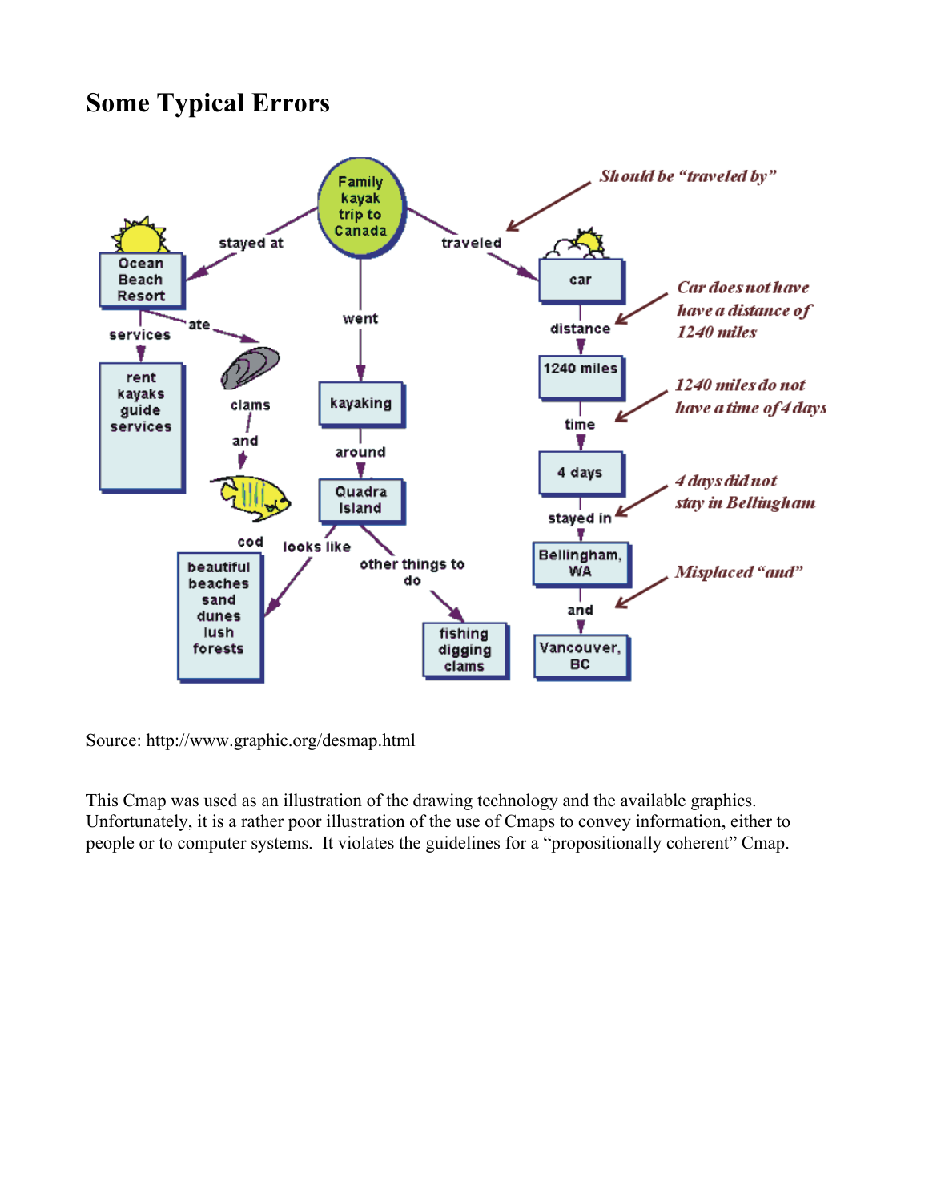## Some Typical Errors

Source: http://www.graphic.org/desmap.html

This Cmap was used as an illustration of the drawing technology and the available graphics. Unfortunately, it is a rather poor illustration of the use of Cmaps to convey information, either to people or to computer systems. It violates the guidelines for a "propositionally coherent" Cmap.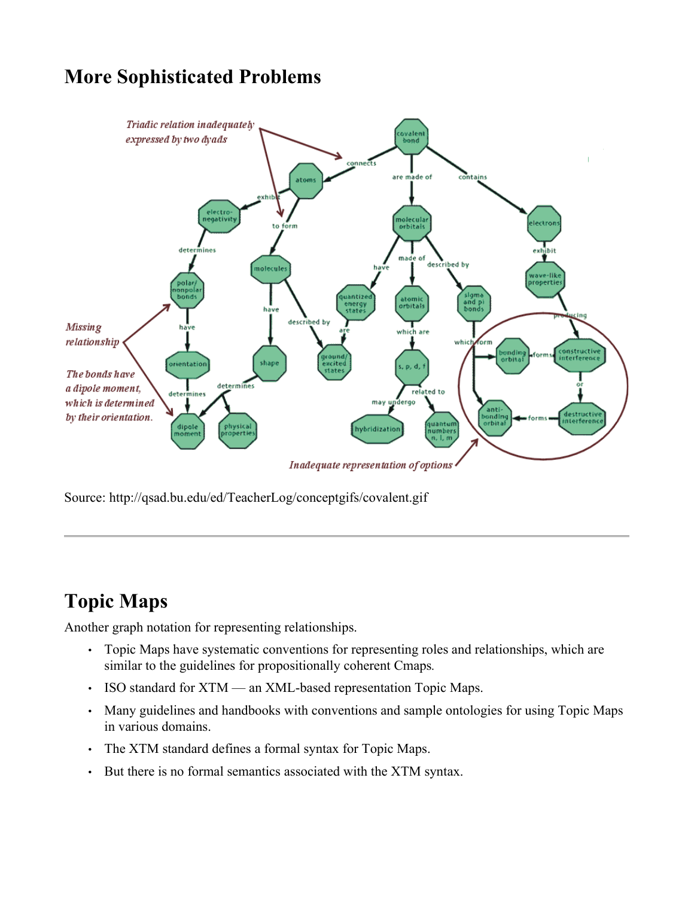## More Sophisticated Problems

Source: http://qsad.bu.edu/ed/TeacherLog/conceptgifs/covalent.gif

---

## Topic Maps

Another graph notation for representing relationships.

- Topic Maps have systematic conventions for representing roles and relationships, which are similar to the guidelines for propositionally coherent Cmaps.
- ISO standard for XTM — an XML-based representation Topic Maps.
- Many guidelines and handbooks with conventions and sample ontologies for using Topic Maps in various domains.
- The XTM standard defines a formal syntax for Topic Maps.
- But there is no formal semantics associated with the XTM syntax.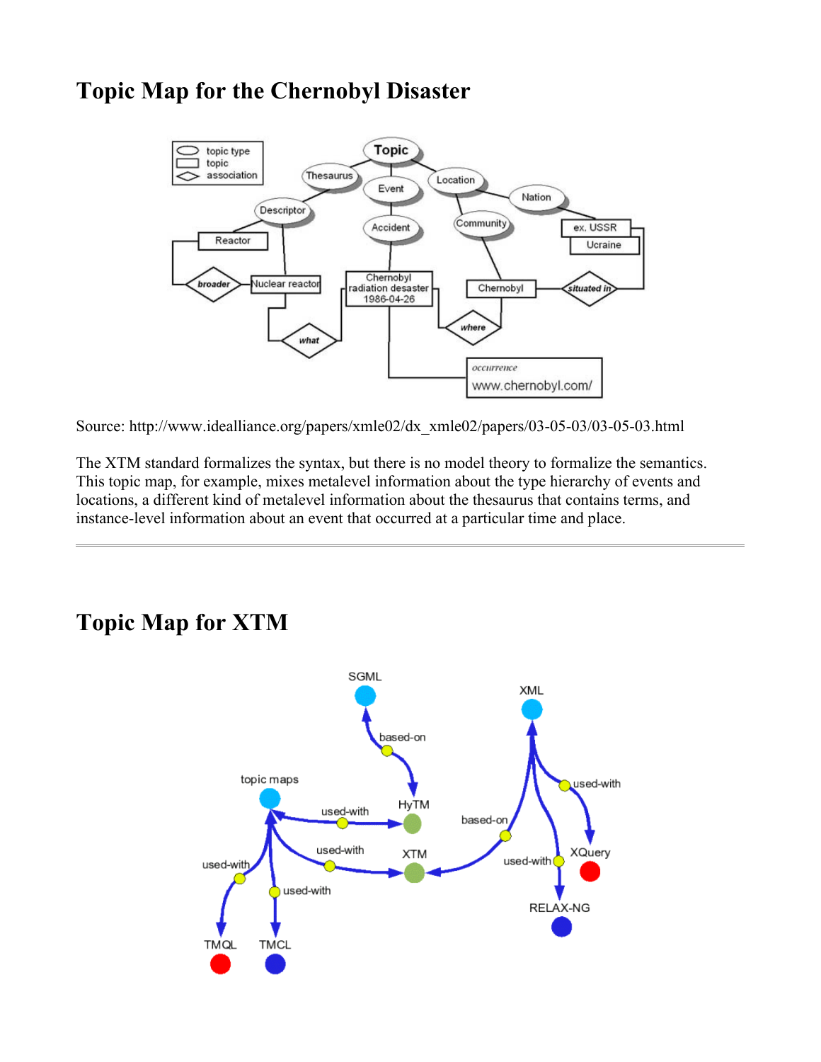## Topic Map for the Chernobyl Disaster

Source: http://www.idealliance.org/papers/xmle02/dx_xmle02/papers/03-05-03/03-05-03.html

The XTM standard formalizes the syntax, but there is no model theory to formalize the semantics. This topic map, for example, mixes metalevel information about the type hierarchy of events and locations, a different kind of metalevel information about the thesaurus that contains terms, and instance-level information about an event that occurred at a particular time and place.

---

## Topic Map for XTM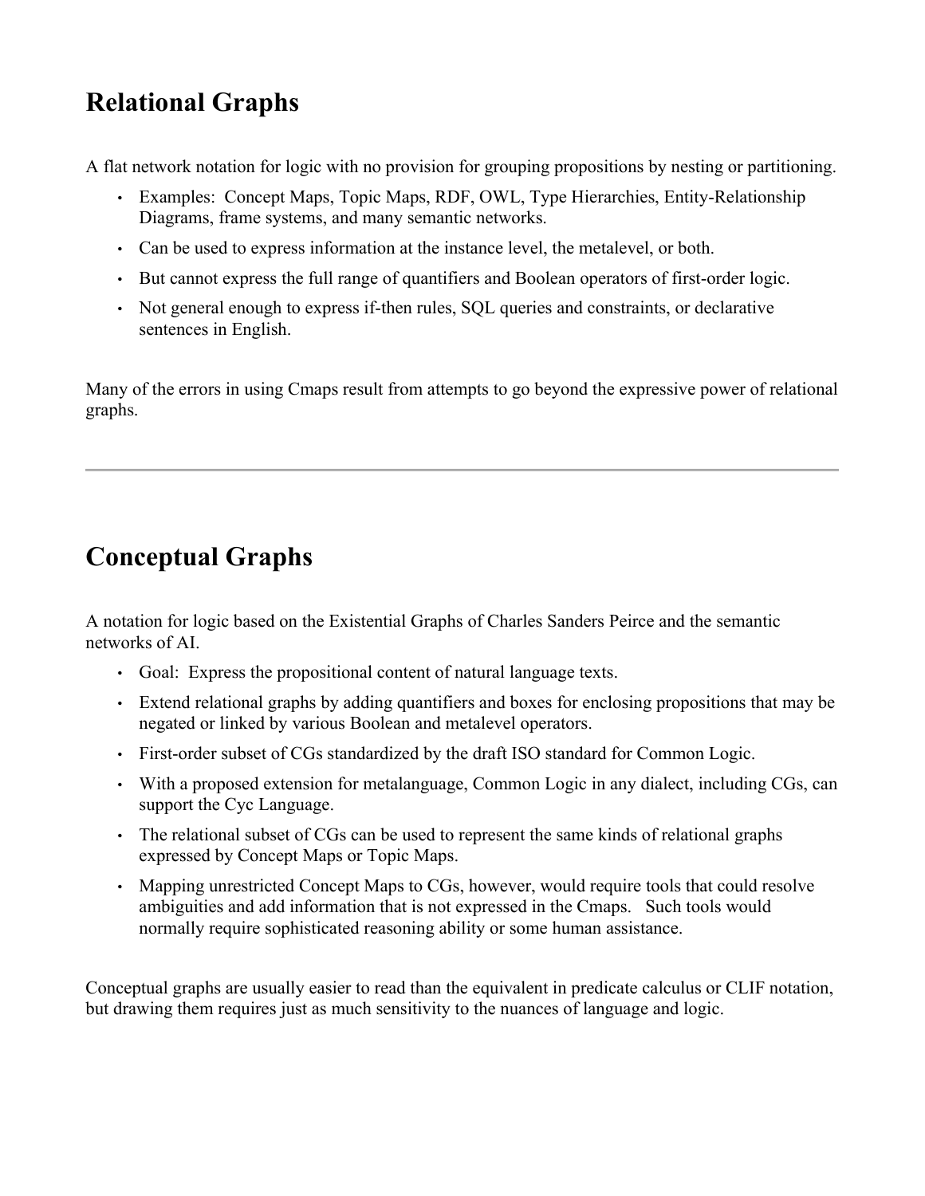## Relational Graphs

A flat network notation for logic with no provision for grouping propositions by nesting or partitioning.

- Examples: Concept Maps, Topic Maps, RDF, OWL, Type Hierarchies, Entity-Relationship Diagrams, frame systems, and many semantic networks.
- Can be used to express information at the instance level, the metalevel, or both.
- But cannot express the full range of quantifiers and Boolean operators of first-order logic.
- Not general enough to express if-then rules, SQL queries and constraints, or declarative sentences in English.

Many of the errors in using Cmaps result from attempts to go beyond the expressive power of relational graphs.

---

## Conceptual Graphs

A notation for logic based on the Existential Graphs of Charles Sanders Peirce and the semantic networks of AI.

- Goal: Express the propositional content of natural language texts.
- Extend relational graphs by adding quantifiers and boxes for enclosing propositions that may be negated or linked by various Boolean and metalevel operators.
- First-order subset of CGs standardized by the draft ISO standard for Common Logic.
- With a proposed extension for metalanguage, Common Logic in any dialect, including CGs, can support the Cyc Language.
- The relational subset of CGs can be used to represent the same kinds of relational graphs expressed by Concept Maps or Topic Maps.
- Mapping unrestricted Concept Maps to CGs, however, would require tools that could resolve ambiguities and add information that is not expressed in the Cmaps. Such tools would normally require sophisticated reasoning ability or some human assistance.

Conceptual graphs are usually easier to read than the equivalent in predicate calculus or CLIF notation, but drawing them requires just as much sensitivity to the nuances of language and logic.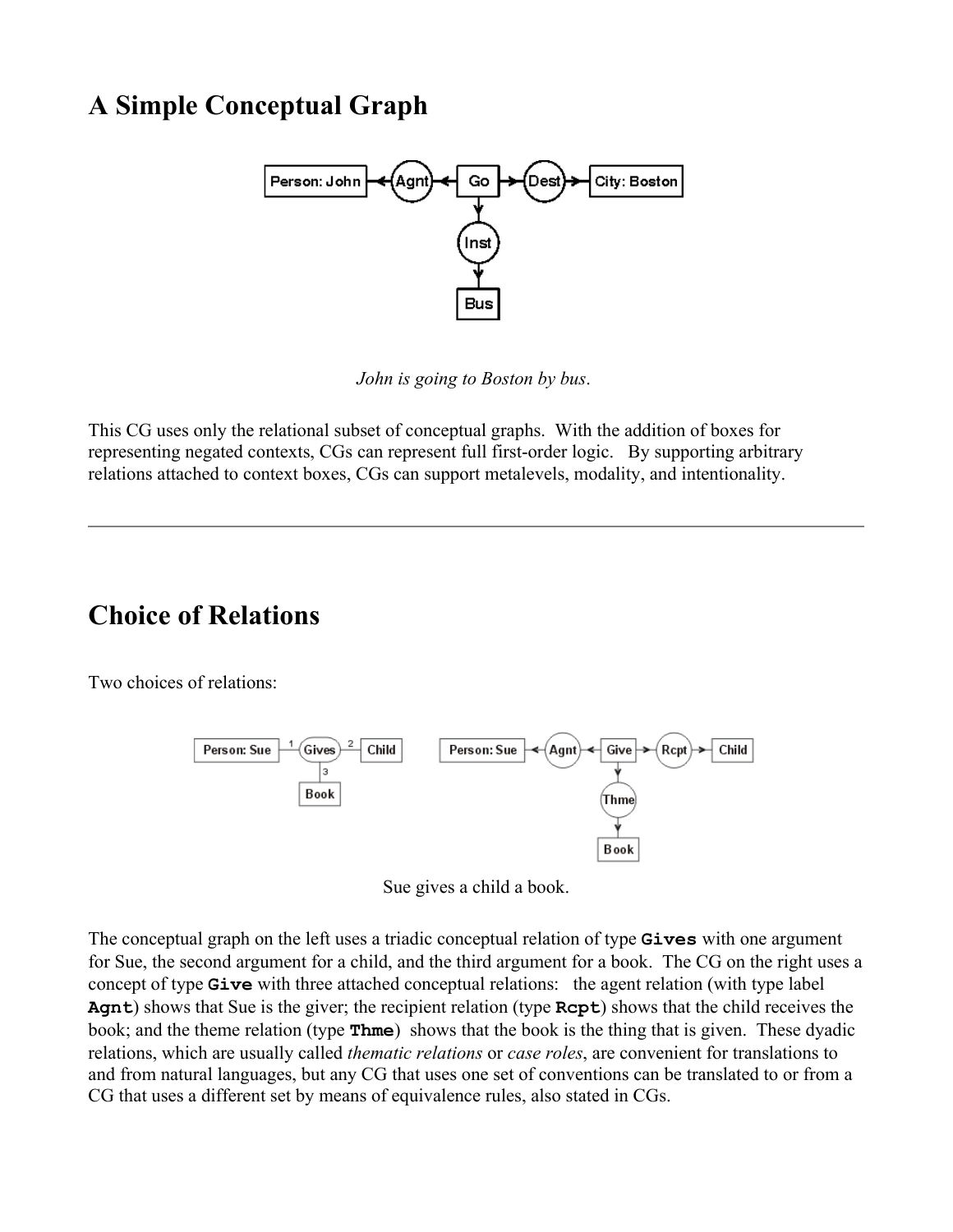# A Simple Conceptual Graph

*John is going to Boston by bus*.

This CG uses only the relational subset of conceptual graphs. With the addition of boxes for representing negated contexts, CGs can represent full first-order logic. By supporting arbitrary relations attached to context boxes, CGs can support metalevels, modality, and intentionality.

---

# Choice of Relations

Two choices of relations:

Sue gives a child a book.

The conceptual graph on the left uses a triadic conceptual relation of type **`Gives`** with one argument for Sue, the second argument for a child, and the third argument for a book. The CG on the right uses a concept of type **`Give`** with three attached conceptual relations: the agent relation (with type label **`Agnt`**) shows that Sue is the giver; the recipient relation (type **`Rcpt`**) shows that the child receives the book; and the theme relation (type **`Thme`**) shows that the book is the thing that is given. These dyadic relations, which are usually called *thematic relations* or *case roles*, are convenient for translations to and from natural languages, but any CG that uses one set of conventions can be translated to or from a CG that uses a different set by means of equivalence rules, also stated in CGs.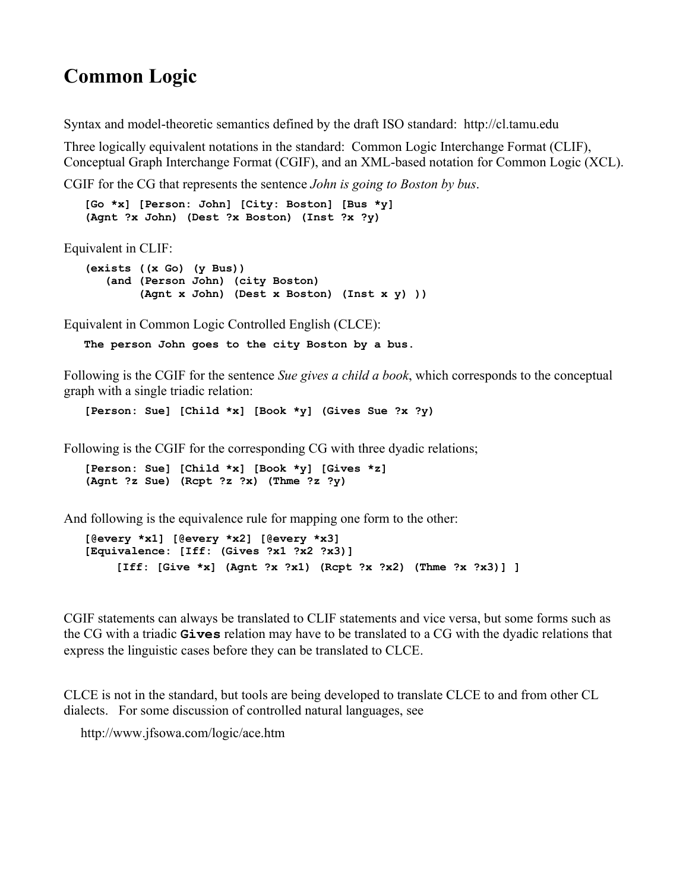# Common Logic

Syntax and model-theoretic semantics defined by the draft ISO standard: http://cl.tamu.edu

Three logically equivalent notations in the standard: Common Logic Interchange Format (CLIF), Conceptual Graph Interchange Format (CGIF), and an XML-based notation for Common Logic (XCL).

CGIF for the CG that represents the sentence *John is going to Boston by bus*.

```
[Go *x] [Person: John] [City: Boston] [Bus *y]
(Agnt ?x John) (Dest ?x Boston) (Inst ?x ?y)
```

Equivalent in CLIF:

```
(exists ((x Go) (y Bus))
   (and (Person John) (city Boston)
        (Agnt x John) (Dest x Boston) (Inst x y) ))
```

Equivalent in Common Logic Controlled English (CLCE):

```
The person John goes to the city Boston by a bus.
```

Following is the CGIF for the sentence *Sue gives a child a book*, which corresponds to the conceptual graph with a single triadic relation:

```
[Person: Sue] [Child *x] [Book *y] (Gives Sue ?x ?y)
```

Following is the CGIF for the corresponding CG with three dyadic relations;

```
[Person: Sue] [Child *x] [Book *y] [Gives *z]
(Agnt ?z Sue) (Rcpt ?z ?x) (Thme ?z ?y)
```

And following is the equivalence rule for mapping one form to the other:

```
[@every *x1] [@every *x2] [@every *x3]
[Equivalence: [Iff: (Gives ?x1 ?x2 ?x3)]
     [Iff: [Give *x] (Agnt ?x ?x1) (Rcpt ?x ?x2) (Thme ?x ?x3)] ]
```

CGIF statements can always be translated to CLIF statements and vice versa, but some forms such as the CG with a triadic **`Gives`** relation may have to be translated to a CG with the dyadic relations that express the linguistic cases before they can be translated to CLCE.

CLCE is not in the standard, but tools are being developed to translate CLCE to and from other CL dialects. For some discussion of controlled natural languages, see

http://www.jfsowa.com/logic/ace.htm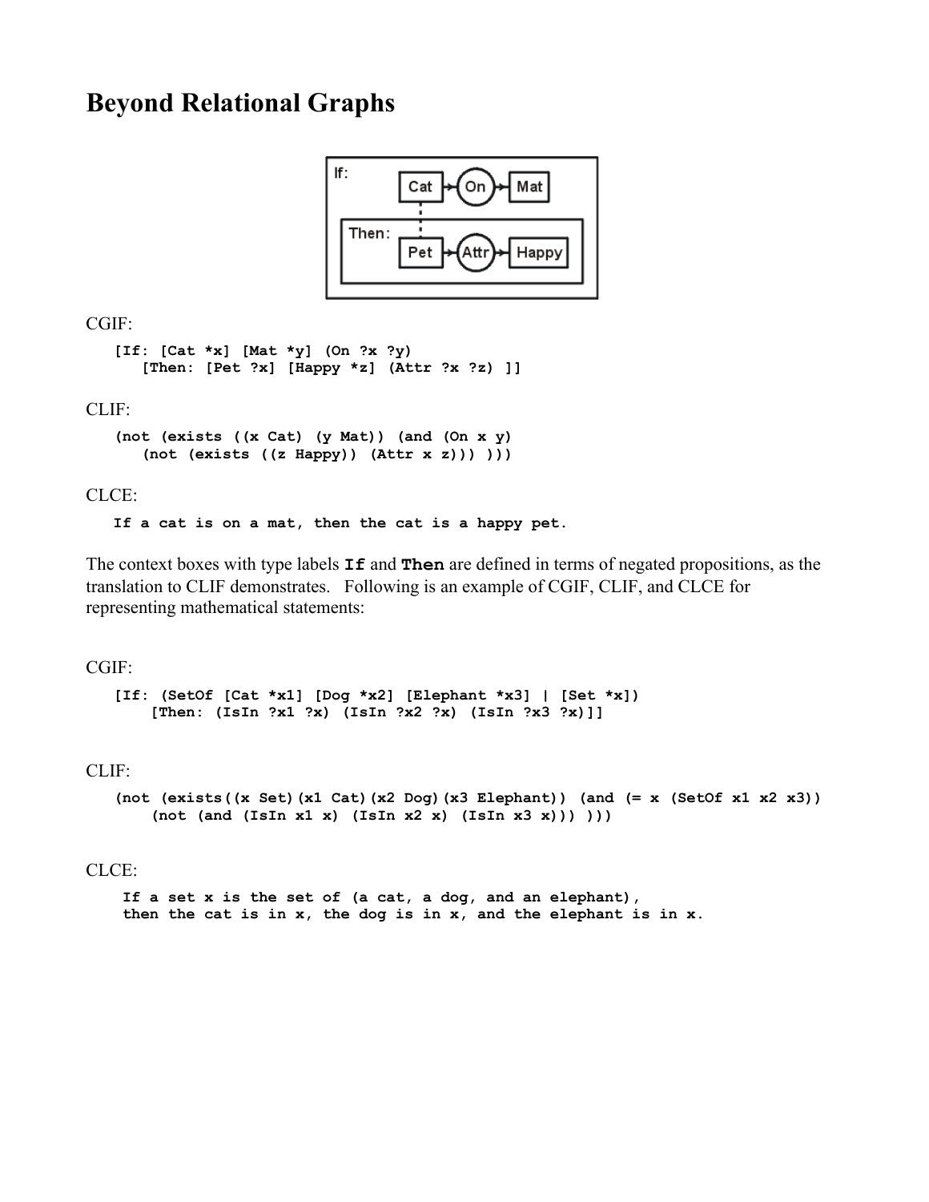# Beyond Relational Graphs

CGIF:

```
[If: [Cat *x] [Mat *y] (On ?x ?y)
   [Then: [Pet ?x] [Happy *z] (Attr ?x ?z) ]]
```

CLIF:

```
(not (exists ((x Cat) (y Mat)) (and (On x y)
   (not (exists ((z Happy)) (Attr x z))) )))
```

CLCE:

```
If a cat is on a mat, then the cat is a happy pet.
```

The context boxes with type labels **If** and **Then** are defined in terms of negated propositions, as the translation to CLIF demonstrates. Following is an example of CGIF, CLIF, and CLCE for representing mathematical statements:

CGIF:

```
[If: (SetOf [Cat *x1] [Dog *x2] [Elephant *x3] | [Set *x])
    [Then: (IsIn ?x1 ?x) (IsIn ?x2 ?x) (IsIn ?x3 ?x)]]
```

CLIF:

```
(not (exists((x Set)(x1 Cat)(x2 Dog)(x3 Elephant)) (and (= x (SetOf x1 x2 x3))
    (not (and (IsIn x1 x) (IsIn x2 x) (IsIn x3 x))) )))
```

CLCE:

```
If a set x is the set of (a cat, a dog, and an elephant),
then the cat is in x, the dog is in x, and the elephant is in x.
```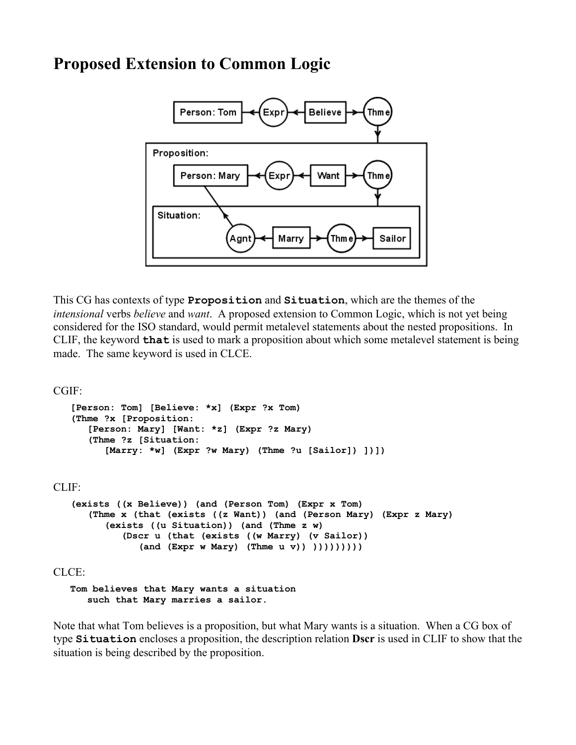# Proposed Extension to Common Logic

This CG has contexts of type **Proposition** and **Situation**, which are the themes of the *intensional* verbs *believe* and *want*. A proposed extension to Common Logic, which is not yet being considered for the ISO standard, would permit metalevel statements about the nested propositions. In CLIF, the keyword **that** is used to mark a proposition about which some metalevel statement is being made. The same keyword is used in CLCE.

CGIF:

```
[Person: Tom] [Believe: *x] (Expr ?x Tom)
(Thme ?x [Proposition:
   [Person: Mary] [Want: *z] (Expr ?z Mary)
   (Thme ?z [Situation:
      [Marry: *w] (Expr ?w Mary) (Thme ?u [Sailor]) ])])
```

CLIF:

```
(exists ((x Believe)) (and (Person Tom) (Expr x Tom)
   (Thme x (that (exists ((z Want)) (and (Person Mary) (Expr z Mary)
      (exists ((u Situation)) (and (Thme z w)
         (Dscr u (that (exists ((w Marry) (v Sailor))
            (and (Expr w Mary) (Thme u v)) )))))))))
```

CLCE:

```
Tom believes that Mary wants a situation
   such that Mary marries a sailor.
```

Note that what Tom believes is a proposition, but what Mary wants is a situation. When a CG box of type **Situation** encloses a proposition, the description relation **Dscr** is used in CLIF to show that the situation is being described by the proposition.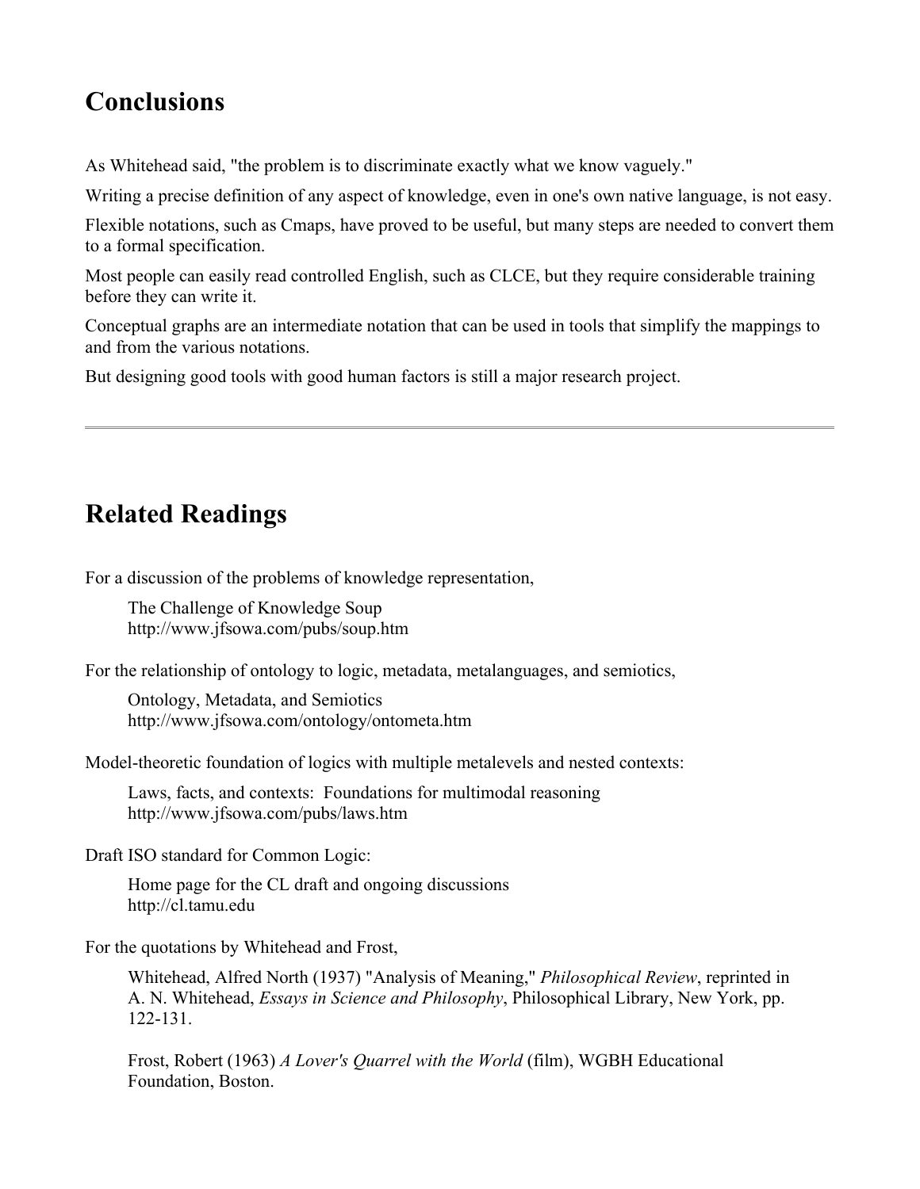## Conclusions

As Whitehead said, "the problem is to discriminate exactly what we know vaguely."

Writing a precise definition of any aspect of knowledge, even in one's own native language, is not easy.

Flexible notations, such as Cmaps, have proved to be useful, but many steps are needed to convert them to a formal specification.

Most people can easily read controlled English, such as CLCE, but they require considerable training before they can write it.

Conceptual graphs are an intermediate notation that can be used in tools that simplify the mappings to and from the various notations.

But designing good tools with good human factors is still a major research project.

---

## Related Readings

For a discussion of the problems of knowledge representation,

> The Challenge of Knowledge Soup
> http://www.jfsowa.com/pubs/soup.htm

For the relationship of ontology to logic, metadata, metalanguages, and semiotics,

> Ontology, Metadata, and Semiotics
> http://www.jfsowa.com/ontology/ontometa.htm

Model-theoretic foundation of logics with multiple metalevels and nested contexts:

> Laws, facts, and contexts: Foundations for multimodal reasoning
> http://www.jfsowa.com/pubs/laws.htm

Draft ISO standard for Common Logic:

> Home page for the CL draft and ongoing discussions
> http://cl.tamu.edu

For the quotations by Whitehead and Frost,

> Whitehead, Alfred North (1937) "Analysis of Meaning," *Philosophical Review*, reprinted in A. N. Whitehead, *Essays in Science and Philosophy*, Philosophical Library, New York, pp. 122-131.
>
> Frost, Robert (1963) *A Lover's Quarrel with the World* (film), WGBH Educational Foundation, Boston.